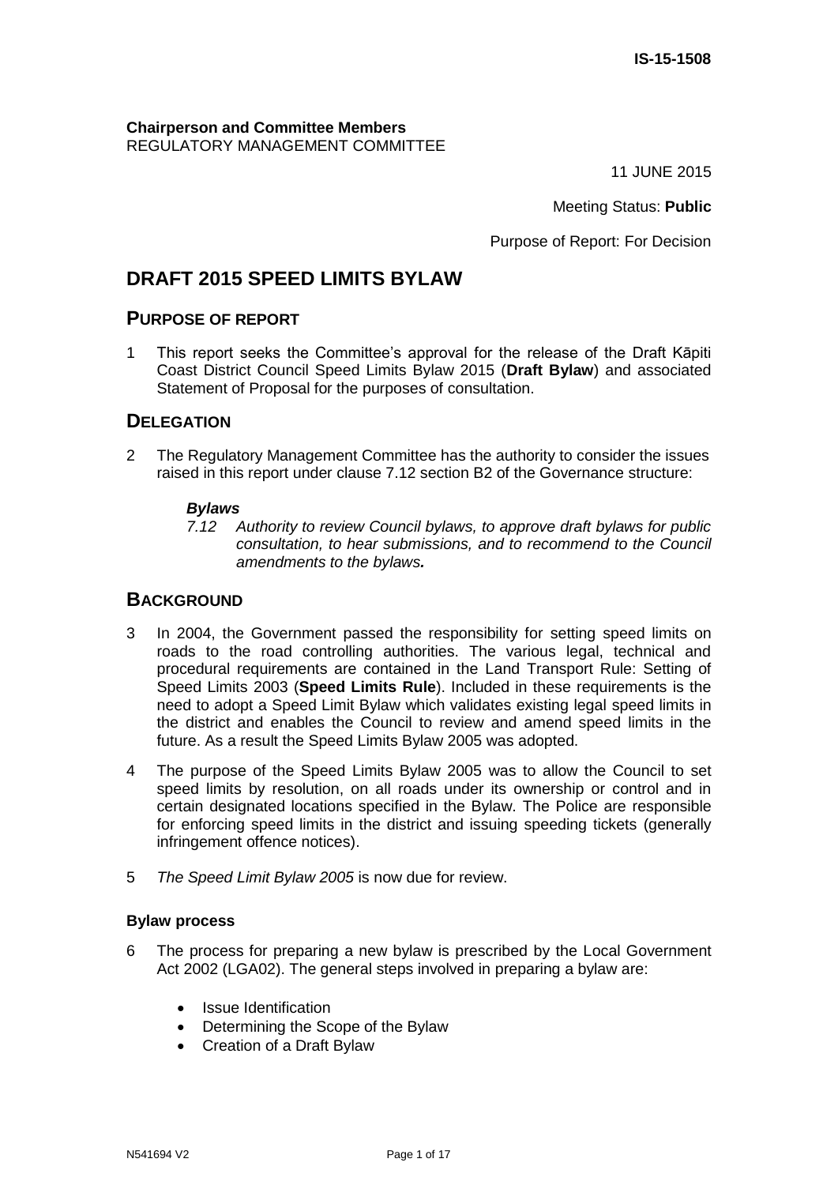IS-15-1508

**Chairperson and Committee Members**
REGULATORY MANAGEMENT COMMITTEE

11 JUNE 2015

Meeting Status: **Public**

Purpose of Report: For Decision

# DRAFT 2015 SPEED LIMITS BYLAW

## PURPOSE OF REPORT

1 This report seeks the Committee's approval for the release of the Draft Kāpiti Coast District Council Speed Limits Bylaw 2015 (**Draft Bylaw**) and associated Statement of Proposal for the purposes of consultation.

## DELEGATION

2 The Regulatory Management Committee has the authority to consider the issues raised in this report under clause 7.12 section B2 of the Governance structure:

> ***Bylaws***
>
> *7.12 Authority to review Council bylaws, to approve draft bylaws for public consultation, to hear submissions, and to recommend to the Council amendments to the bylaws.*

## BACKGROUND

3 In 2004, the Government passed the responsibility for setting speed limits on roads to the road controlling authorities. The various legal, technical and procedural requirements are contained in the Land Transport Rule: Setting of Speed Limits 2003 (**Speed Limits Rule**). Included in these requirements is the need to adopt a Speed Limit Bylaw which validates existing legal speed limits in the district and enables the Council to review and amend speed limits in the future. As a result the Speed Limits Bylaw 2005 was adopted.

4 The purpose of the Speed Limits Bylaw 2005 was to allow the Council to set speed limits by resolution, on all roads under its ownership or control and in certain designated locations specified in the Bylaw. The Police are responsible for enforcing speed limits in the district and issuing speeding tickets (generally infringement offence notices).

5 *The Speed Limit Bylaw 2005* is now due for review.

### Bylaw process

6 The process for preparing a new bylaw is prescribed by the Local Government Act 2002 (LGA02). The general steps involved in preparing a bylaw are:

- Issue Identification
- Determining the Scope of the Bylaw
- Creation of a Draft Bylaw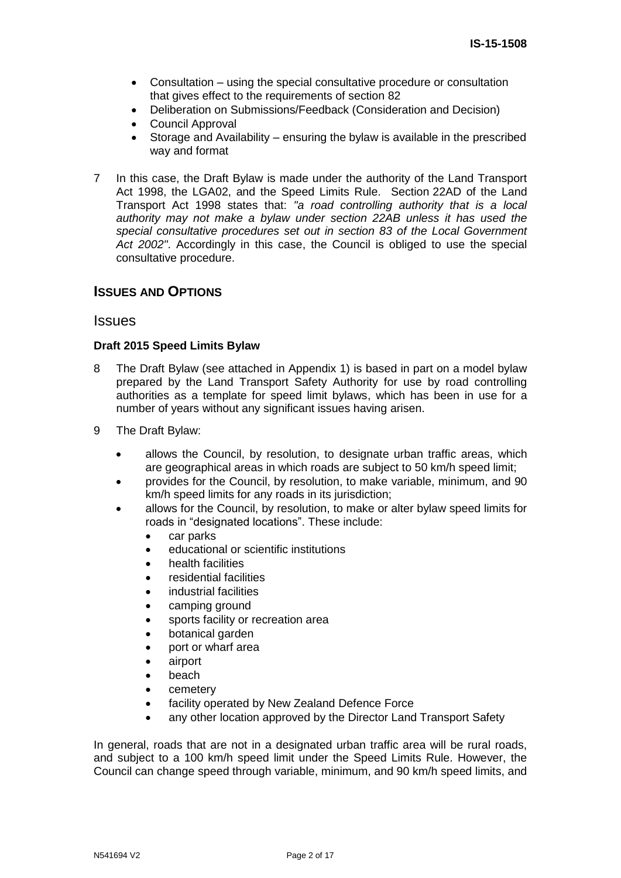- Consultation – using the special consultative procedure or consultation that gives effect to the requirements of section 82
- Deliberation on Submissions/Feedback (Consideration and Decision)
- Council Approval
- Storage and Availability – ensuring the bylaw is available in the prescribed way and format

7 In this case, the Draft Bylaw is made under the authority of the Land Transport Act 1998, the LGA02, and the Speed Limits Rule. Section 22AD of the Land Transport Act 1998 states that: *"a road controlling authority that is a local authority may not make a bylaw under section 22AB unless it has used the special consultative procedures set out in section 83 of the Local Government Act 2002"*. Accordingly in this case, the Council is obliged to use the special consultative procedure.

## Issues and Options

### Issues

**Draft 2015 Speed Limits Bylaw**

8 The Draft Bylaw (see attached in Appendix 1) is based in part on a model bylaw prepared by the Land Transport Safety Authority for use by road controlling authorities as a template for speed limit bylaws, which has been in use for a number of years without any significant issues having arisen.

9 The Draft Bylaw:

- allows the Council, by resolution, to designate urban traffic areas, which are geographical areas in which roads are subject to 50 km/h speed limit;
- provides for the Council, by resolution, to make variable, minimum, and 90 km/h speed limits for any roads in its jurisdiction;
- allows for the Council, by resolution, to make or alter bylaw speed limits for roads in "designated locations". These include:
  - car parks
  - educational or scientific institutions
  - health facilities
  - residential facilities
  - industrial facilities
  - camping ground
  - sports facility or recreation area
  - botanical garden
  - port or wharf area
  - airport
  - beach
  - cemetery
  - facility operated by New Zealand Defence Force
  - any other location approved by the Director Land Transport Safety

In general, roads that are not in a designated urban traffic area will be rural roads, and subject to a 100 km/h speed limit under the Speed Limits Rule. However, the Council can change speed through variable, minimum, and 90 km/h speed limits, and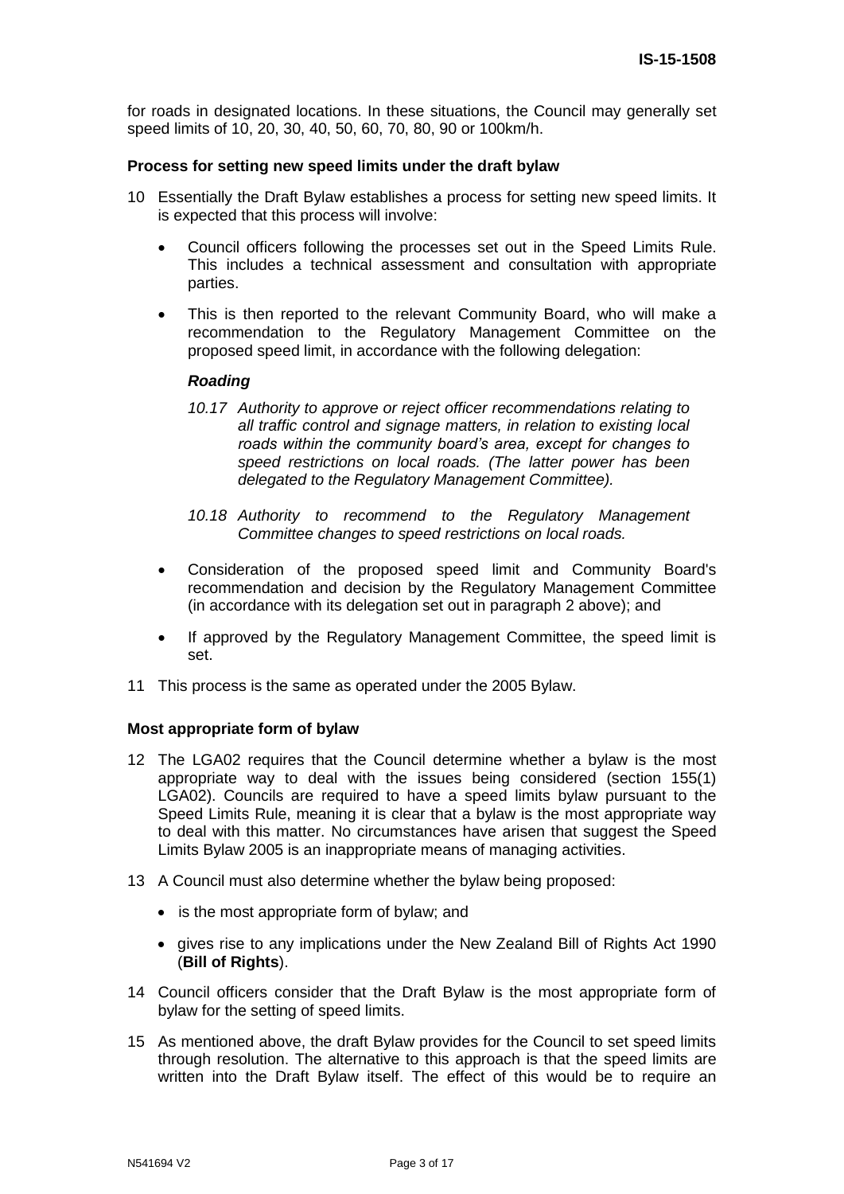for roads in designated locations. In these situations, the Council may generally set speed limits of 10, 20, 30, 40, 50, 60, 70, 80, 90 or 100km/h.

**Process for setting new speed limits under the draft bylaw**

10 Essentially the Draft Bylaw establishes a process for setting new speed limits. It is expected that this process will involve:

- Council officers following the processes set out in the Speed Limits Rule. This includes a technical assessment and consultation with appropriate parties.
- This is then reported to the relevant Community Board, who will make a recommendation to the Regulatory Management Committee on the proposed speed limit, in accordance with the following delegation:

  ***Roading***

  *10.17 Authority to approve or reject officer recommendations relating to all traffic control and signage matters, in relation to existing local roads within the community board's area, except for changes to speed restrictions on local roads. (The latter power has been delegated to the Regulatory Management Committee).*

  *10.18 Authority to recommend to the Regulatory Management Committee changes to speed restrictions on local roads.*

- Consideration of the proposed speed limit and Community Board's recommendation and decision by the Regulatory Management Committee (in accordance with its delegation set out in paragraph 2 above); and
- If approved by the Regulatory Management Committee, the speed limit is set.

11 This process is the same as operated under the 2005 Bylaw.

**Most appropriate form of bylaw**

12 The LGA02 requires that the Council determine whether a bylaw is the most appropriate way to deal with the issues being considered (section 155(1) LGA02). Councils are required to have a speed limits bylaw pursuant to the Speed Limits Rule, meaning it is clear that a bylaw is the most appropriate way to deal with this matter. No circumstances have arisen that suggest the Speed Limits Bylaw 2005 is an inappropriate means of managing activities.

13 A Council must also determine whether the bylaw being proposed:

- is the most appropriate form of bylaw; and
- gives rise to any implications under the New Zealand Bill of Rights Act 1990 (**Bill of Rights**).

14 Council officers consider that the Draft Bylaw is the most appropriate form of bylaw for the setting of speed limits.

15 As mentioned above, the draft Bylaw provides for the Council to set speed limits through resolution. The alternative to this approach is that the speed limits are written into the Draft Bylaw itself. The effect of this would be to require an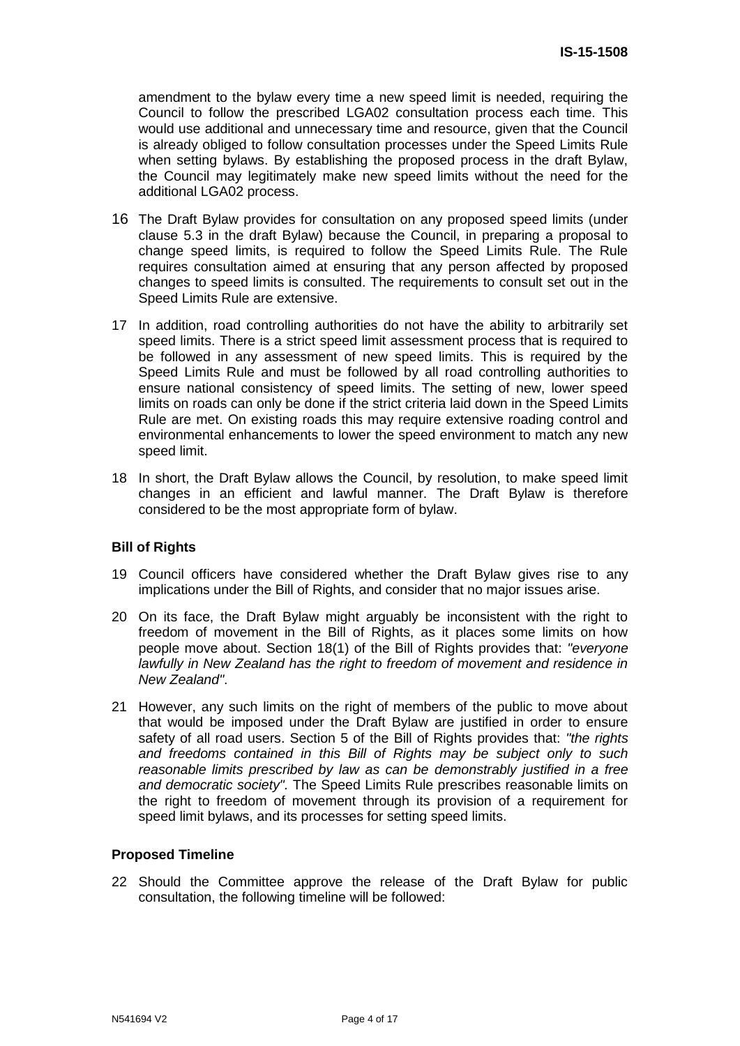amendment to the bylaw every time a new speed limit is needed, requiring the Council to follow the prescribed LGA02 consultation process each time. This would use additional and unnecessary time and resource, given that the Council is already obliged to follow consultation processes under the Speed Limits Rule when setting bylaws. By establishing the proposed process in the draft Bylaw, the Council may legitimately make new speed limits without the need for the additional LGA02 process.

16 The Draft Bylaw provides for consultation on any proposed speed limits (under clause 5.3 in the draft Bylaw) because the Council, in preparing a proposal to change speed limits, is required to follow the Speed Limits Rule. The Rule requires consultation aimed at ensuring that any person affected by proposed changes to speed limits is consulted. The requirements to consult set out in the Speed Limits Rule are extensive.

17 In addition, road controlling authorities do not have the ability to arbitrarily set speed limits. There is a strict speed limit assessment process that is required to be followed in any assessment of new speed limits. This is required by the Speed Limits Rule and must be followed by all road controlling authorities to ensure national consistency of speed limits. The setting of new, lower speed limits on roads can only be done if the strict criteria laid down in the Speed Limits Rule are met. On existing roads this may require extensive roading control and environmental enhancements to lower the speed environment to match any new speed limit.

18 In short, the Draft Bylaw allows the Council, by resolution, to make speed limit changes in an efficient and lawful manner. The Draft Bylaw is therefore considered to be the most appropriate form of bylaw.

### Bill of Rights

19 Council officers have considered whether the Draft Bylaw gives rise to any implications under the Bill of Rights, and consider that no major issues arise.

20 On its face, the Draft Bylaw might arguably be inconsistent with the right to freedom of movement in the Bill of Rights, as it places some limits on how people move about. Section 18(1) of the Bill of Rights provides that: *"everyone lawfully in New Zealand has the right to freedom of movement and residence in New Zealand"*.

21 However, any such limits on the right of members of the public to move about that would be imposed under the Draft Bylaw are justified in order to ensure safety of all road users. Section 5 of the Bill of Rights provides that: *"the rights and freedoms contained in this Bill of Rights may be subject only to such reasonable limits prescribed by law as can be demonstrably justified in a free and democratic society".* The Speed Limits Rule prescribes reasonable limits on the right to freedom of movement through its provision of a requirement for speed limit bylaws, and its processes for setting speed limits.

### Proposed Timeline

22 Should the Committee approve the release of the Draft Bylaw for public consultation, the following timeline will be followed: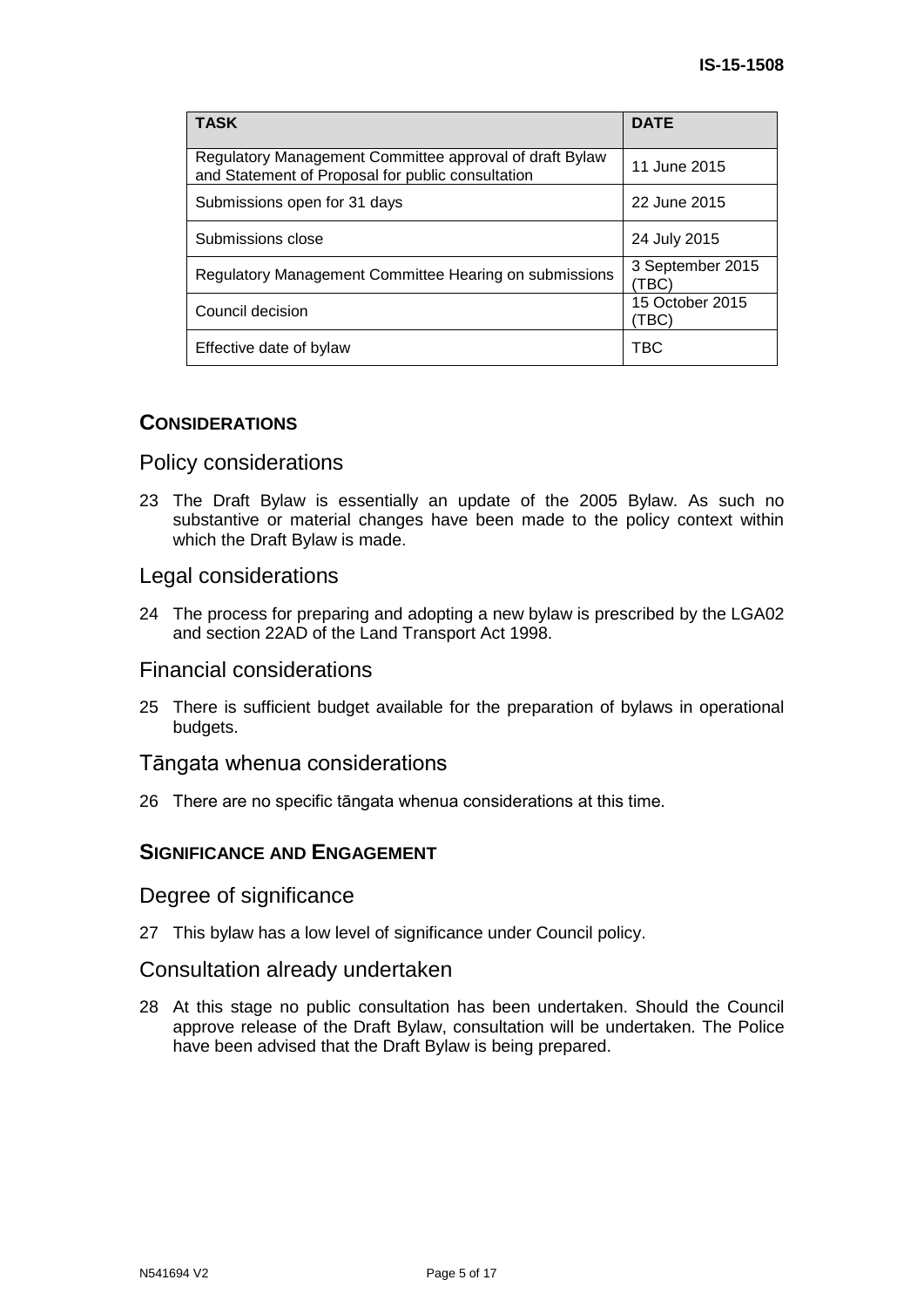| TASK | DATE |
|---|---|
| Regulatory Management Committee approval of draft Bylaw and Statement of Proposal for public consultation | 11 June 2015 |
| Submissions open for 31 days | 22 June 2015 |
| Submissions close | 24 July 2015 |
| Regulatory Management Committee Hearing on submissions | 3 September 2015 (TBC) |
| Council decision | 15 October 2015 (TBC) |
| Effective date of bylaw | TBC |

## CONSIDERATIONS

### Policy considerations

23 The Draft Bylaw is essentially an update of the 2005 Bylaw. As such no substantive or material changes have been made to the policy context within which the Draft Bylaw is made.

### Legal considerations

24 The process for preparing and adopting a new bylaw is prescribed by the LGA02 and section 22AD of the Land Transport Act 1998.

### Financial considerations

25 There is sufficient budget available for the preparation of bylaws in operational budgets.

### Tāngata whenua considerations

26 There are no specific tāngata whenua considerations at this time.

## SIGNIFICANCE AND ENGAGEMENT

### Degree of significance

27 This bylaw has a low level of significance under Council policy.

### Consultation already undertaken

28 At this stage no public consultation has been undertaken. Should the Council approve release of the Draft Bylaw, consultation will be undertaken. The Police have been advised that the Draft Bylaw is being prepared.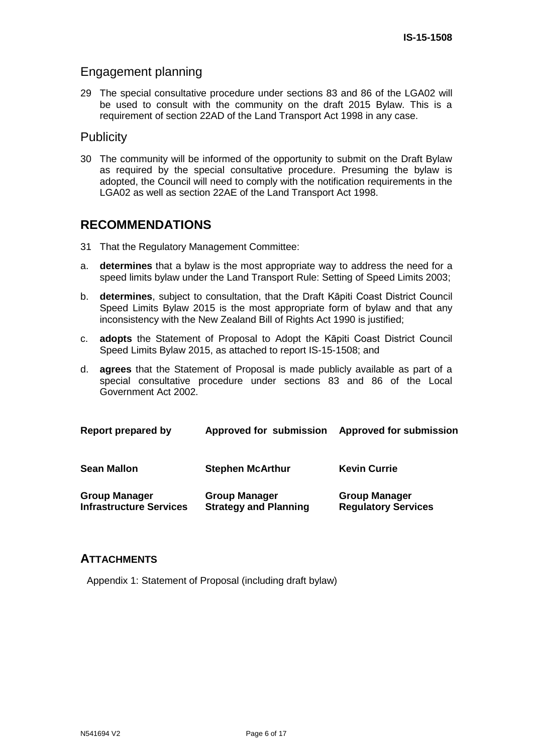## Engagement planning

29 The special consultative procedure under sections 83 and 86 of the LGA02 will be used to consult with the community on the draft 2015 Bylaw. This is a requirement of section 22AD of the Land Transport Act 1998 in any case.

## Publicity

30 The community will be informed of the opportunity to submit on the Draft Bylaw as required by the special consultative procedure. Presuming the bylaw is adopted, the Council will need to comply with the notification requirements in the LGA02 as well as section 22AE of the Land Transport Act 1998.

# RECOMMENDATIONS

31 That the Regulatory Management Committee:

a. **determines** that a bylaw is the most appropriate way to address the need for a speed limits bylaw under the Land Transport Rule: Setting of Speed Limits 2003;

b. **determines**, subject to consultation, that the Draft Kāpiti Coast District Council Speed Limits Bylaw 2015 is the most appropriate form of bylaw and that any inconsistency with the New Zealand Bill of Rights Act 1990 is justified;

c. **adopts** the Statement of Proposal to Adopt the Kāpiti Coast District Council Speed Limits Bylaw 2015, as attached to report IS-15-1508; and

d. **agrees** that the Statement of Proposal is made publicly available as part of a special consultative procedure under sections 83 and 86 of the Local Government Act 2002.

| **Report prepared by** | **Approved for submission** | **Approved for submission** |
|---|---|---|
| **Sean Mallon** | **Stephen McArthur** | **Kevin Currie** |
| **Group Manager Infrastructure Services** | **Group Manager Strategy and Planning** | **Group Manager Regulatory Services** |

## ATTACHMENTS

Appendix 1: Statement of Proposal (including draft bylaw)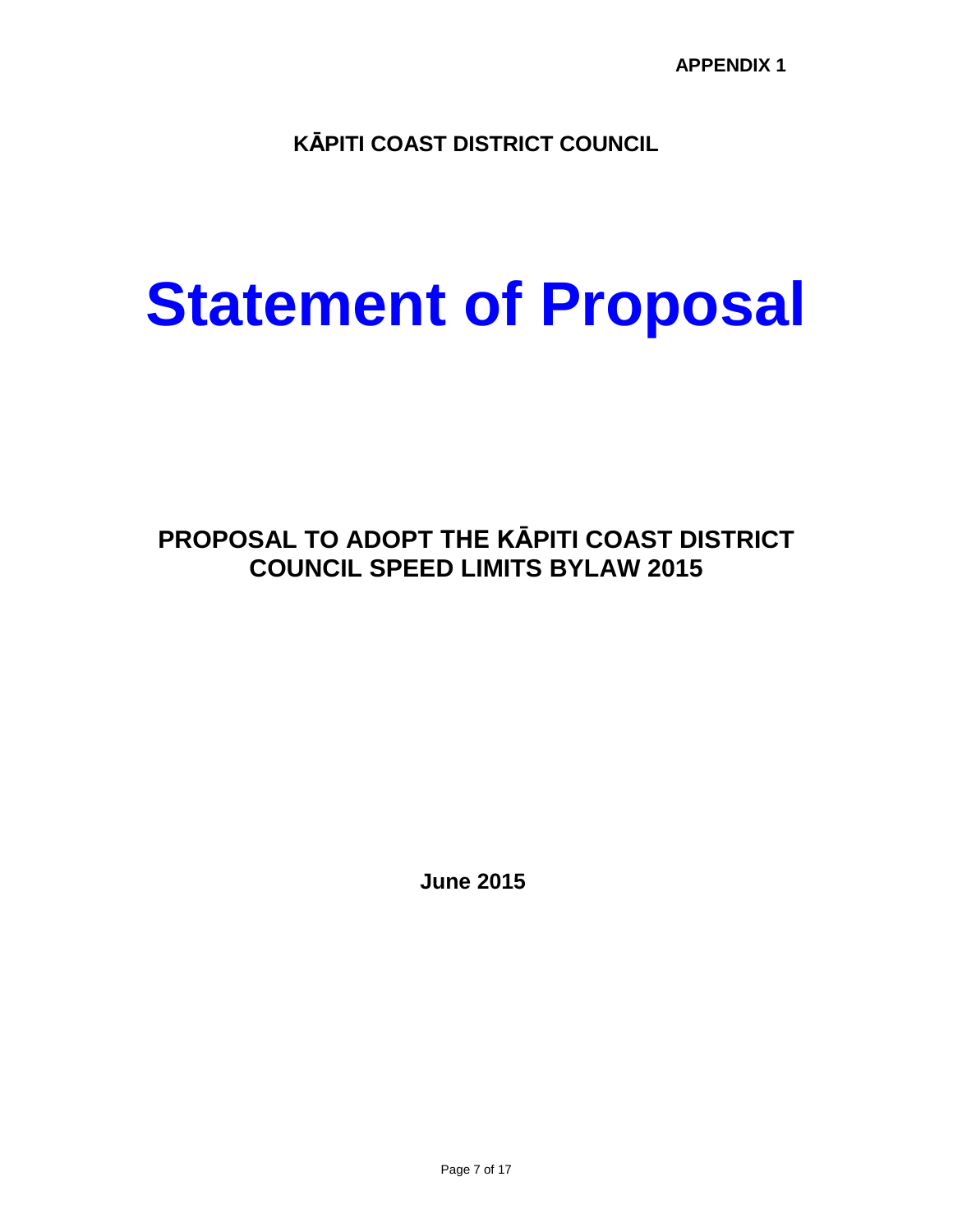**APPENDIX 1**

**KĀPITI COAST DISTRICT COUNCIL**

# Statement of Proposal

## PROPOSAL TO ADOPT THE KĀPITI COAST DISTRICT COUNCIL SPEED LIMITS BYLAW 2015

**June 2015**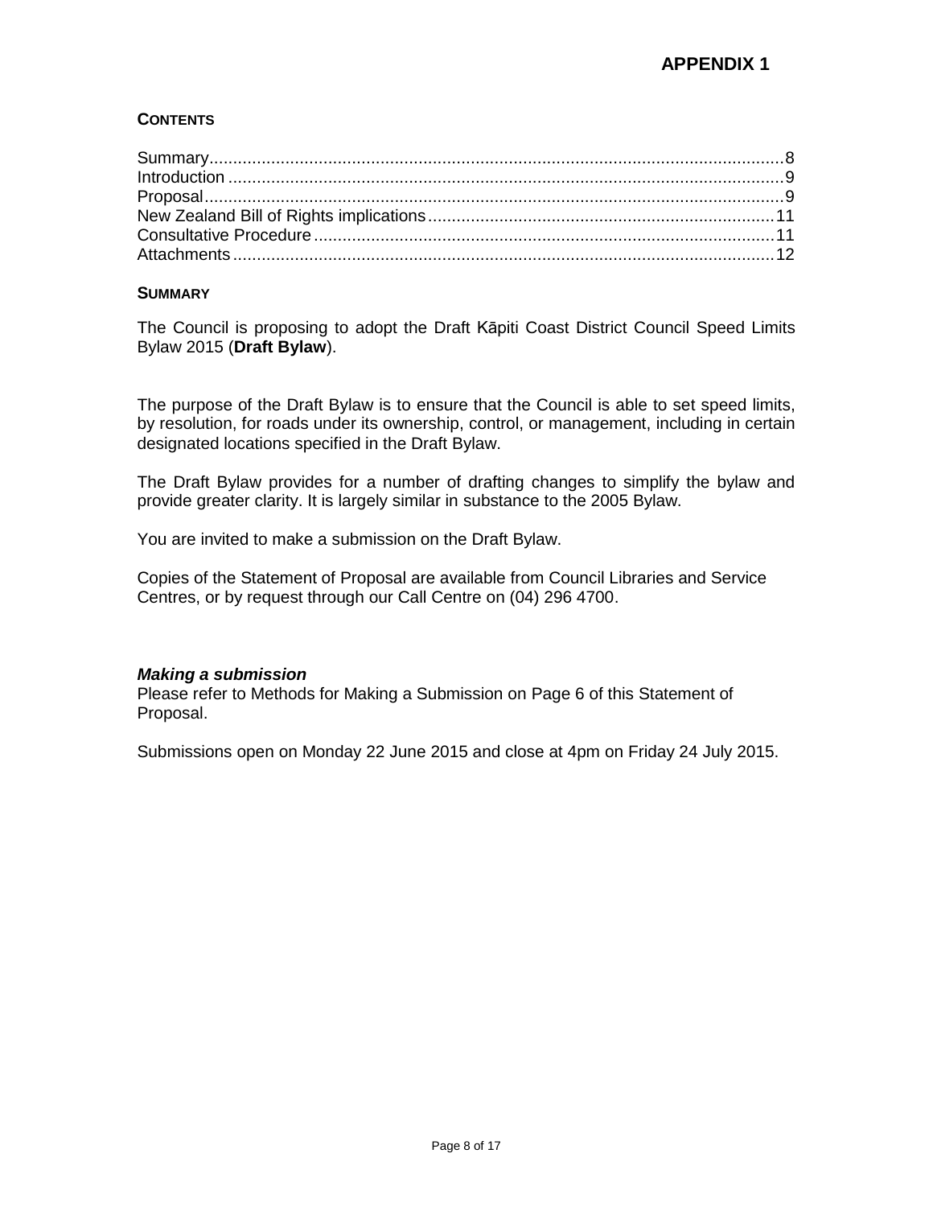**APPENDIX 1**

## CONTENTS

Summary........................................................................................................................8
Introduction ....................................................................................................................9
Proposal.........................................................................................................................9
New Zealand Bill of Rights implications........................................................................11
Consultative Procedure................................................................................................11
Attachments.................................................................................................................12

## SUMMARY

The Council is proposing to adopt the Draft Kāpiti Coast District Council Speed Limits Bylaw 2015 (**Draft Bylaw**).

The purpose of the Draft Bylaw is to ensure that the Council is able to set speed limits, by resolution, for roads under its ownership, control, or management, including in certain designated locations specified in the Draft Bylaw.

The Draft Bylaw provides for a number of drafting changes to simplify the bylaw and provide greater clarity. It is largely similar in substance to the 2005 Bylaw.

You are invited to make a submission on the Draft Bylaw.

Copies of the Statement of Proposal are available from Council Libraries and Service Centres, or by request through our Call Centre on (04) 296 4700.

***Making a submission***

Please refer to Methods for Making a Submission on Page 6 of this Statement of Proposal.

Submissions open on Monday 22 June 2015 and close at 4pm on Friday 24 July 2015.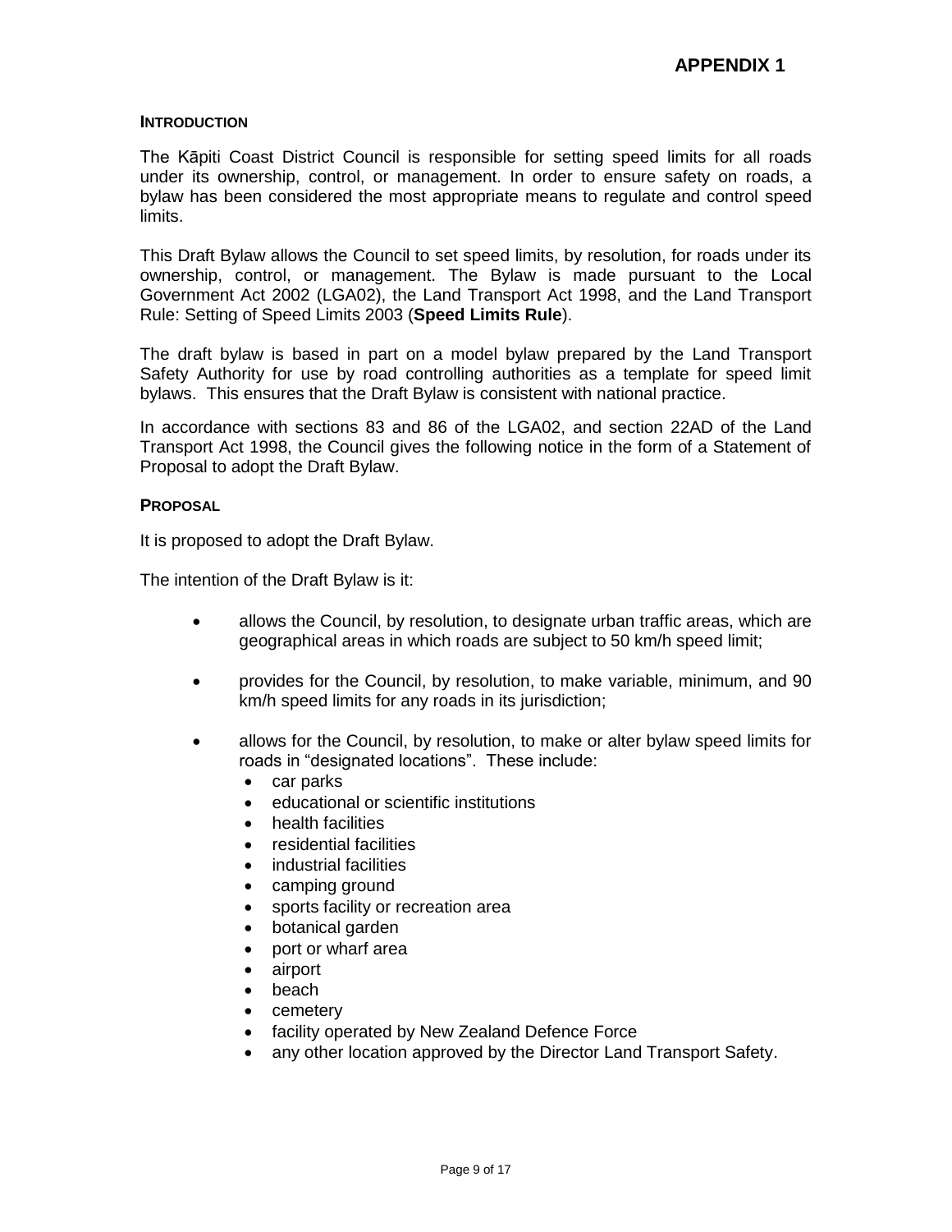**APPENDIX 1**

**INTRODUCTION**

The Kāpiti Coast District Council is responsible for setting speed limits for all roads under its ownership, control, or management. In order to ensure safety on roads, a bylaw has been considered the most appropriate means to regulate and control speed limits.

This Draft Bylaw allows the Council to set speed limits, by resolution, for roads under its ownership, control, or management. The Bylaw is made pursuant to the Local Government Act 2002 (LGA02), the Land Transport Act 1998, and the Land Transport Rule: Setting of Speed Limits 2003 (**Speed Limits Rule**).

The draft bylaw is based in part on a model bylaw prepared by the Land Transport Safety Authority for use by road controlling authorities as a template for speed limit bylaws. This ensures that the Draft Bylaw is consistent with national practice.

In accordance with sections 83 and 86 of the LGA02, and section 22AD of the Land Transport Act 1998, the Council gives the following notice in the form of a Statement of Proposal to adopt the Draft Bylaw.

**PROPOSAL**

It is proposed to adopt the Draft Bylaw.

The intention of the Draft Bylaw is it:

- allows the Council, by resolution, to designate urban traffic areas, which are geographical areas in which roads are subject to 50 km/h speed limit;
- provides for the Council, by resolution, to make variable, minimum, and 90 km/h speed limits for any roads in its jurisdiction;
- allows for the Council, by resolution, to make or alter bylaw speed limits for roads in "designated locations". These include:
  - car parks
  - educational or scientific institutions
  - health facilities
  - residential facilities
  - industrial facilities
  - camping ground
  - sports facility or recreation area
  - botanical garden
  - port or wharf area
  - airport
  - beach
  - cemetery
  - facility operated by New Zealand Defence Force
  - any other location approved by the Director Land Transport Safety.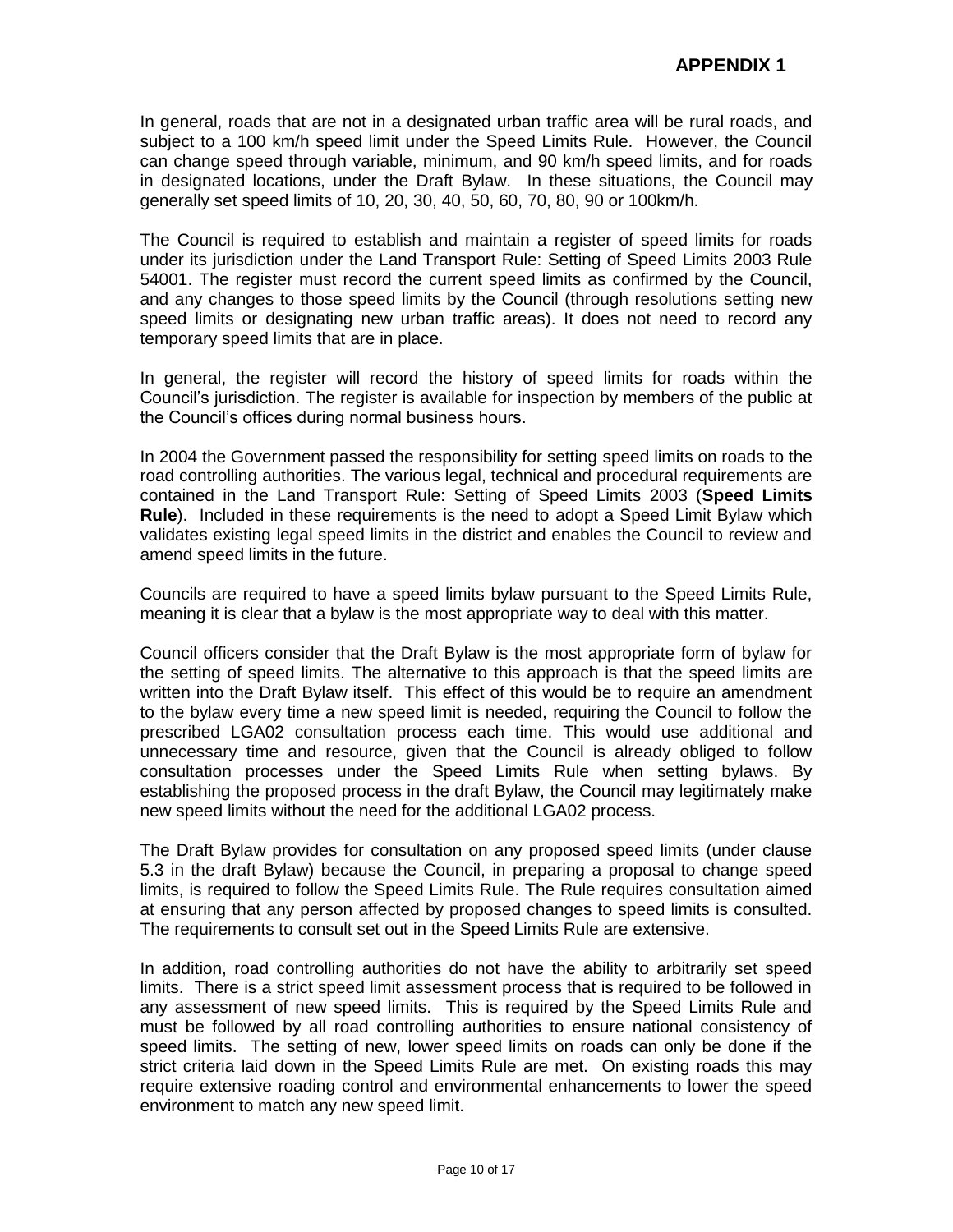**APPENDIX 1**

In general, roads that are not in a designated urban traffic area will be rural roads, and subject to a 100 km/h speed limit under the Speed Limits Rule. However, the Council can change speed through variable, minimum, and 90 km/h speed limits, and for roads in designated locations, under the Draft Bylaw. In these situations, the Council may generally set speed limits of 10, 20, 30, 40, 50, 60, 70, 80, 90 or 100km/h.

The Council is required to establish and maintain a register of speed limits for roads under its jurisdiction under the Land Transport Rule: Setting of Speed Limits 2003 Rule 54001. The register must record the current speed limits as confirmed by the Council, and any changes to those speed limits by the Council (through resolutions setting new speed limits or designating new urban traffic areas). It does not need to record any temporary speed limits that are in place.

In general, the register will record the history of speed limits for roads within the Council's jurisdiction. The register is available for inspection by members of the public at the Council's offices during normal business hours.

In 2004 the Government passed the responsibility for setting speed limits on roads to the road controlling authorities. The various legal, technical and procedural requirements are contained in the Land Transport Rule: Setting of Speed Limits 2003 (**Speed Limits Rule**). Included in these requirements is the need to adopt a Speed Limit Bylaw which validates existing legal speed limits in the district and enables the Council to review and amend speed limits in the future.

Councils are required to have a speed limits bylaw pursuant to the Speed Limits Rule, meaning it is clear that a bylaw is the most appropriate way to deal with this matter.

Council officers consider that the Draft Bylaw is the most appropriate form of bylaw for the setting of speed limits. The alternative to this approach is that the speed limits are written into the Draft Bylaw itself. This effect of this would be to require an amendment to the bylaw every time a new speed limit is needed, requiring the Council to follow the prescribed LGA02 consultation process each time. This would use additional and unnecessary time and resource, given that the Council is already obliged to follow consultation processes under the Speed Limits Rule when setting bylaws. By establishing the proposed process in the draft Bylaw, the Council may legitimately make new speed limits without the need for the additional LGA02 process.

The Draft Bylaw provides for consultation on any proposed speed limits (under clause 5.3 in the draft Bylaw) because the Council, in preparing a proposal to change speed limits, is required to follow the Speed Limits Rule. The Rule requires consultation aimed at ensuring that any person affected by proposed changes to speed limits is consulted. The requirements to consult set out in the Speed Limits Rule are extensive.

In addition, road controlling authorities do not have the ability to arbitrarily set speed limits. There is a strict speed limit assessment process that is required to be followed in any assessment of new speed limits. This is required by the Speed Limits Rule and must be followed by all road controlling authorities to ensure national consistency of speed limits. The setting of new, lower speed limits on roads can only be done if the strict criteria laid down in the Speed Limits Rule are met. On existing roads this may require extensive roading control and environmental enhancements to lower the speed environment to match any new speed limit.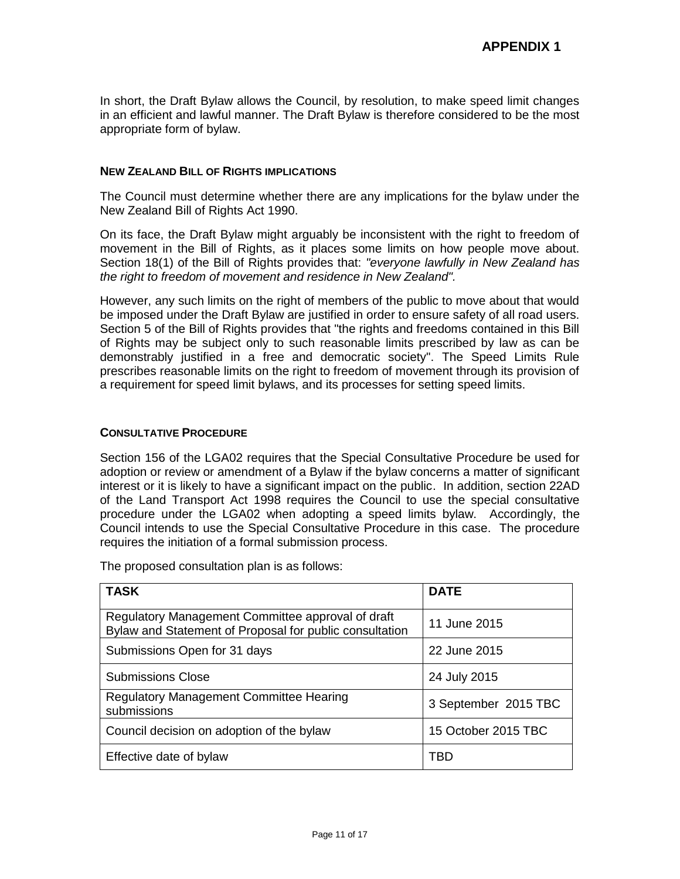**APPENDIX 1**

In short, the Draft Bylaw allows the Council, by resolution, to make speed limit changes in an efficient and lawful manner. The Draft Bylaw is therefore considered to be the most appropriate form of bylaw.

### NEW ZEALAND BILL OF RIGHTS IMPLICATIONS

The Council must determine whether there are any implications for the bylaw under the New Zealand Bill of Rights Act 1990.

On its face, the Draft Bylaw might arguably be inconsistent with the right to freedom of movement in the Bill of Rights, as it places some limits on how people move about. Section 18(1) of the Bill of Rights provides that: *"everyone lawfully in New Zealand has the right to freedom of movement and residence in New Zealand"*.

However, any such limits on the right of members of the public to move about that would be imposed under the Draft Bylaw are justified in order to ensure safety of all road users. Section 5 of the Bill of Rights provides that "the rights and freedoms contained in this Bill of Rights may be subject only to such reasonable limits prescribed by law as can be demonstrably justified in a free and democratic society". The Speed Limits Rule prescribes reasonable limits on the right to freedom of movement through its provision of a requirement for speed limit bylaws, and its processes for setting speed limits.

### CONSULTATIVE PROCEDURE

Section 156 of the LGA02 requires that the Special Consultative Procedure be used for adoption or review or amendment of a Bylaw if the bylaw concerns a matter of significant interest or it is likely to have a significant impact on the public. In addition, section 22AD of the Land Transport Act 1998 requires the Council to use the special consultative procedure under the LGA02 when adopting a speed limits bylaw. Accordingly, the Council intends to use the Special Consultative Procedure in this case. The procedure requires the initiation of a formal submission process.

The proposed consultation plan is as follows:

| TASK | DATE |
| --- | --- |
| Regulatory Management Committee approval of draft Bylaw and Statement of Proposal for public consultation | 11 June 2015 |
| Submissions Open for 31 days | 22 June 2015 |
| Submissions Close | 24 July 2015 |
| Regulatory Management Committee Hearing submissions | 3 September 2015 TBC |
| Council decision on adoption of the bylaw | 15 October 2015 TBC |
| Effective date of bylaw | TBD |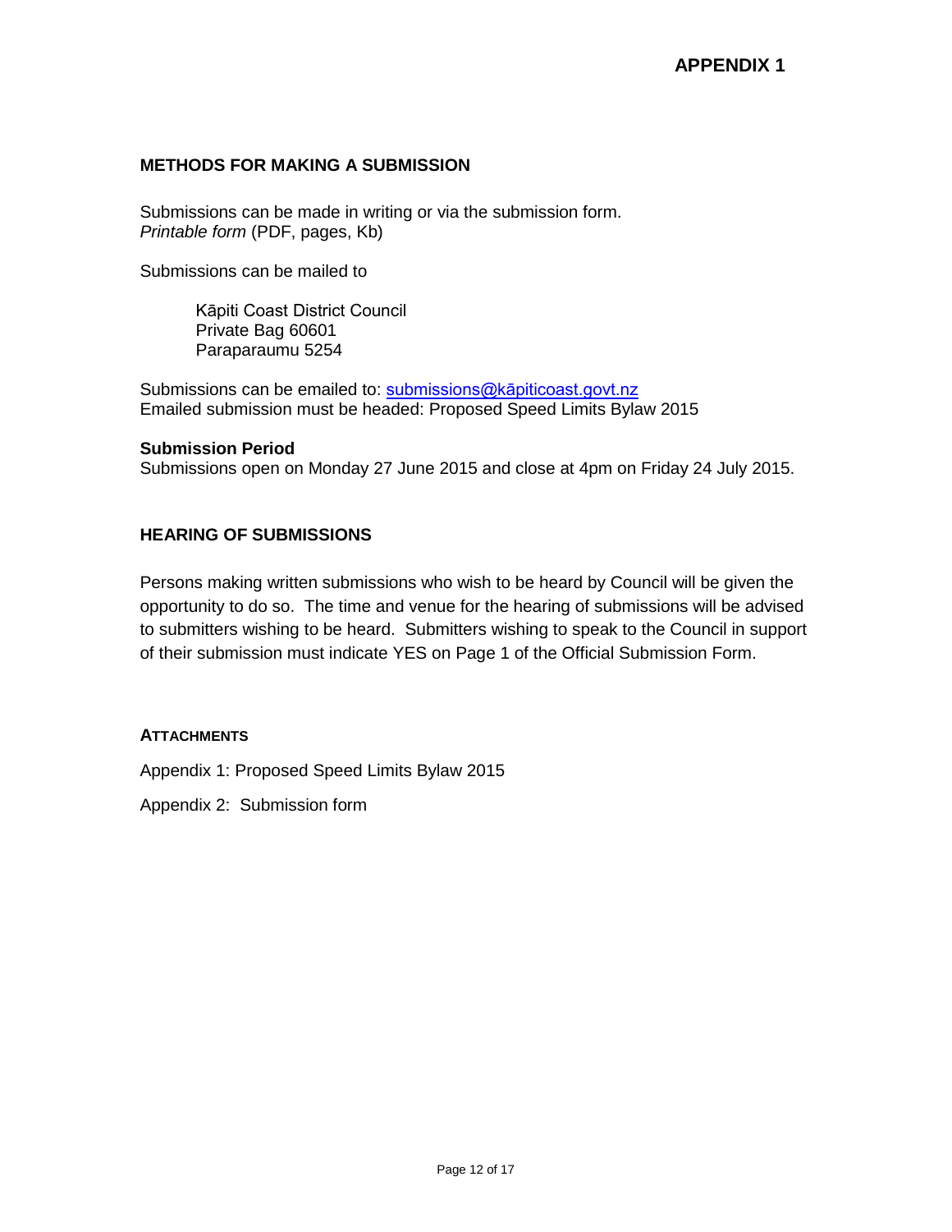**APPENDIX 1**

## METHODS FOR MAKING A SUBMISSION

Submissions can be made in writing or via the submission form.
*Printable form* (PDF, pages, Kb)

Submissions can be mailed to

> Kāpiti Coast District Council
> Private Bag 60601
> Paraparaumu 5254

Submissions can be emailed to: submissions@kāpiticoast.govt.nz
Emailed submission must be headed: Proposed Speed Limits Bylaw 2015

**Submission Period**
Submissions open on Monday 27 June 2015 and close at 4pm on Friday 24 July 2015.

## HEARING OF SUBMISSIONS

Persons making written submissions who wish to be heard by Council will be given the opportunity to do so. The time and venue for the hearing of submissions will be advised to submitters wishing to be heard. Submitters wishing to speak to the Council in support of their submission must indicate YES on Page 1 of the Official Submission Form.

### ATTACHMENTS

Appendix 1: Proposed Speed Limits Bylaw 2015

Appendix 2: Submission form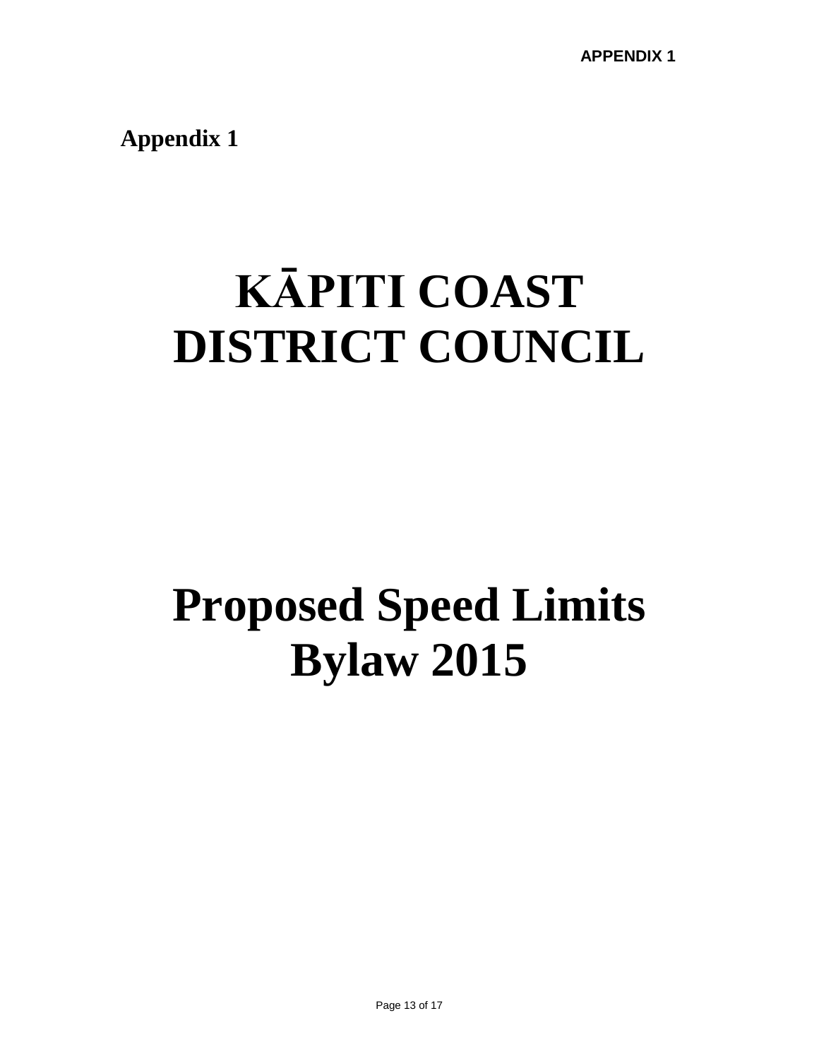APPENDIX 1

**Appendix 1**

# KĀPITI COAST DISTRICT COUNCIL

# Proposed Speed Limits Bylaw 2015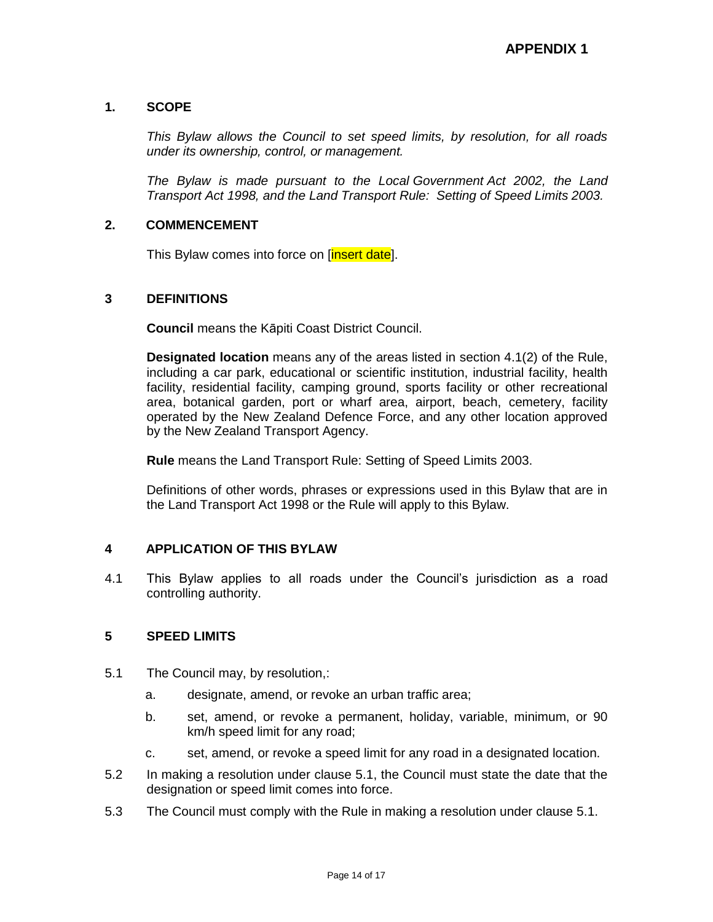**APPENDIX 1**

## 1. SCOPE

*This Bylaw allows the Council to set speed limits, by resolution, for all roads under its ownership, control, or management.*

*The Bylaw is made pursuant to the Local Government Act 2002, the Land Transport Act 1998, and the Land Transport Rule: Setting of Speed Limits 2003.*

## 2. COMMENCEMENT

This Bylaw comes into force on [insert date].

## 3 DEFINITIONS

**Council** means the Kāpiti Coast District Council.

**Designated location** means any of the areas listed in section 4.1(2) of the Rule, including a car park, educational or scientific institution, industrial facility, health facility, residential facility, camping ground, sports facility or other recreational area, botanical garden, port or wharf area, airport, beach, cemetery, facility operated by the New Zealand Defence Force, and any other location approved by the New Zealand Transport Agency.

**Rule** means the Land Transport Rule: Setting of Speed Limits 2003.

Definitions of other words, phrases or expressions used in this Bylaw that are in the Land Transport Act 1998 or the Rule will apply to this Bylaw.

## 4 APPLICATION OF THIS BYLAW

4.1 This Bylaw applies to all roads under the Council's jurisdiction as a road controlling authority.

## 5 SPEED LIMITS

5.1 The Council may, by resolution,:

a. designate, amend, or revoke an urban traffic area;

b. set, amend, or revoke a permanent, holiday, variable, minimum, or 90 km/h speed limit for any road;

c. set, amend, or revoke a speed limit for any road in a designated location.

5.2 In making a resolution under clause 5.1, the Council must state the date that the designation or speed limit comes into force.

5.3 The Council must comply with the Rule in making a resolution under clause 5.1.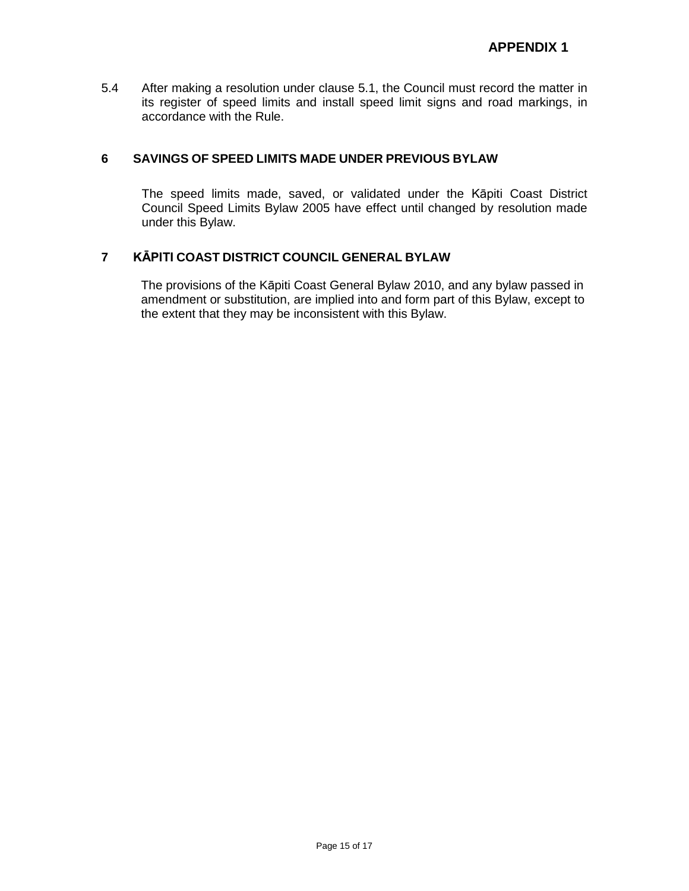5.4 After making a resolution under clause 5.1, the Council must record the matter in its register of speed limits and install speed limit signs and road markings, in accordance with the Rule.

## 6 SAVINGS OF SPEED LIMITS MADE UNDER PREVIOUS BYLAW

The speed limits made, saved, or validated under the Kāpiti Coast District Council Speed Limits Bylaw 2005 have effect until changed by resolution made under this Bylaw.

## 7 KĀPITI COAST DISTRICT COUNCIL GENERAL BYLAW

The provisions of the Kāpiti Coast General Bylaw 2010, and any bylaw passed in amendment or substitution, are implied into and form part of this Bylaw, except to the extent that they may be inconsistent with this Bylaw.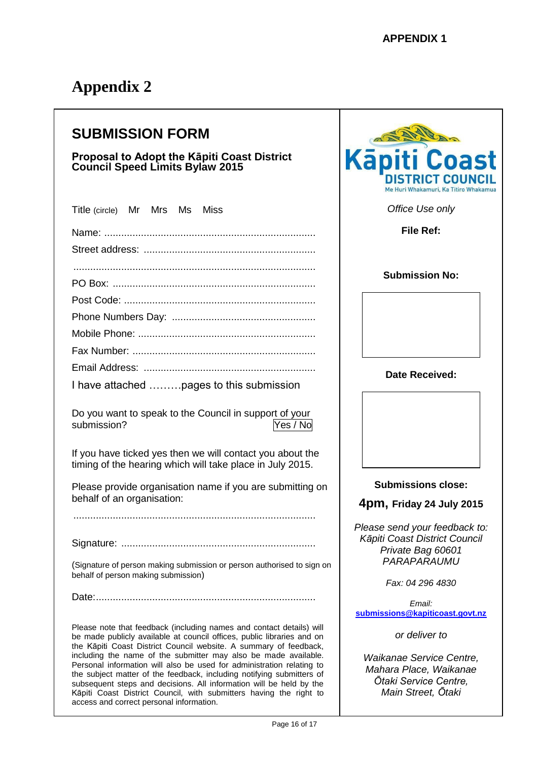**APPENDIX 1**

# Appendix 2

## SUBMISSION FORM

**Proposal to Adopt the Kāpiti Coast District Council Speed Limits Bylaw 2015**

Title (circle) Mr Mrs Ms Miss

Name: ..........................................................................

Street address: ............................................................

......................................................................................

PO Box: ........................................................................

Post Code: ....................................................................

Phone Numbers Day: ...................................................

Mobile Phone: ...............................................................

Fax Number: .................................................................

Email Address: .............................................................

I have attached ………pages to this submission

Do you want to speak to the Council in support of your submission? Yes / No

If you have ticked yes then we will contact you about the timing of the hearing which will take place in July 2015.

Please provide organisation name if you are submitting on behalf of an organisation:

......................................................................................

Signature: ....................................................................

(Signature of person making submission or person authorised to sign on behalf of person making submission)

Date:.............................................................................

Please note that feedback (including names and contact details) will be made publicly available at council offices, public libraries and on the Kāpiti Coast District Council website. A summary of feedback, including the name of the submitter may also be made available. Personal information will also be used for administration relating to the subject matter of the feedback, including notifying submitters of subsequent steps and decisions. All information will be held by the Kāpiti Coast District Council, with submitters having the right to access and correct personal information.

Kāpiti Coast DISTRICT COUNCIL
Me Huri Whakamuri, Ka Titiro Whakamua

*Office Use only*

**File Ref:**

**Submission No:**

**Date Received:**

**Submissions close:**

**4pm, Friday 24 July 2015**

*Please send your feedback to:*
*Kāpiti Coast District Council*
*Private Bag 60601*
*PARAPARAUMU*

*Fax: 04 296 4830*

*Email:*
**submissions@kapiticoast.govt.nz**

*or deliver to*

*Waikanae Service Centre,*
*Mahara Place, Waikanae*
*Ōtaki Service Centre,*
*Main Street, Ōtaki*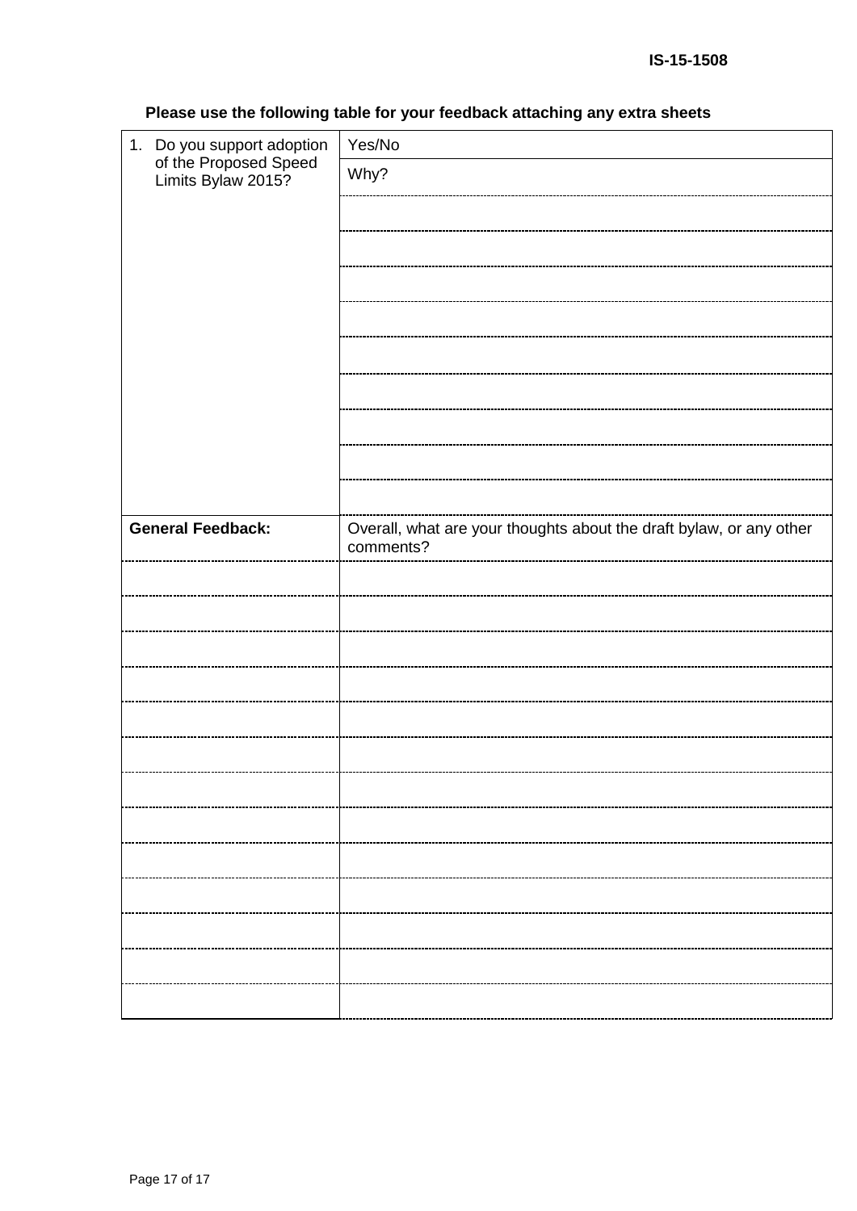**Please use the following table for your feedback attaching any extra sheets**

| | |
|---|---|
| 1. Do you support adoption of the Proposed Speed Limits Bylaw 2015? | Yes/No |
| | Why? |
| | |
| | |
| | |
| | |
| | |
| | |
| | |
| | |
| | |
| **General Feedback:** | Overall, what are your thoughts about the draft bylaw, or any other comments? |
| | |
| | |
| | |
| | |
| | |
| | |
| | |
| | |
| | |
| | |
| | |
| | |
| | |